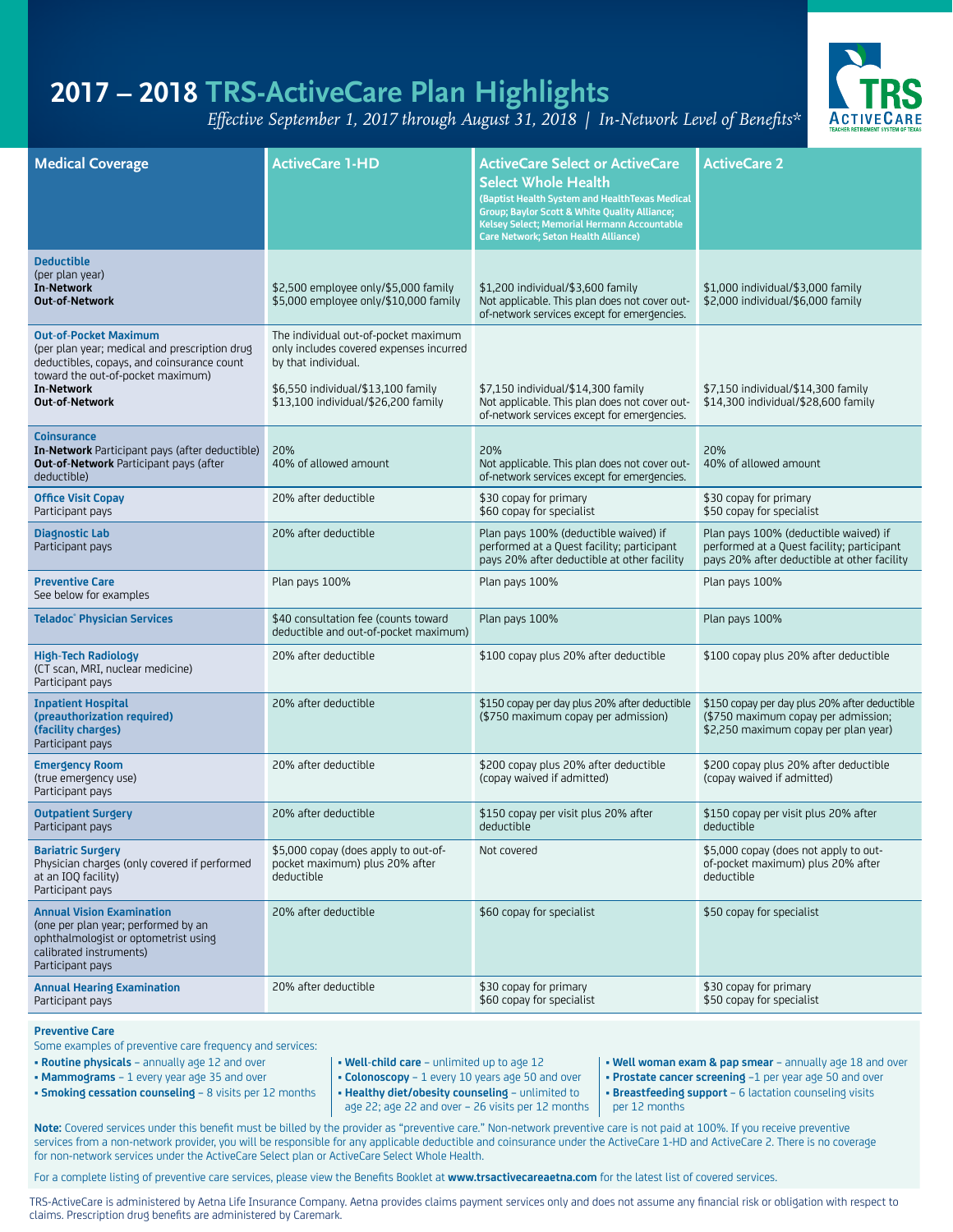# 2017 – 2018 TRS-ActiveCare Plan Highlights

*Effective September 1, 2017 through August 31, 2018 | In-Network Level of Benefits\**

| Medical Coverage | ActiveCare 1-HD | ActiveCare Select or ActiveCare Select Whole Health (Baptist Health System and HealthTexas Medical Group; Baylor Scott & White Quality Alliance; Kelsey Select; Memorial Hermann Accountable Care Network; Seton Health Alliance) | ActiveCare 2 |
|---|---|---|---|
| **Deductible** (per plan year) **In-Network** **Out-of-Network** | $2,500 employee only/$5,000 family<br>$5,000 employee only/$10,000 family | $1,200 individual/$3,600 family<br>Not applicable. This plan does not cover out-of-network services except for emergencies. | $1,000 individual/$3,000 family<br>$2,000 individual/$6,000 family |
| **Out-of-Pocket Maximum** (per plan year; medical and prescription drug deductibles, copays, and coinsurance count toward the out-of-pocket maximum) **In-Network** **Out-of-Network** | The individual out-of-pocket maximum only includes covered expenses incurred by that individual.<br>$6,550 individual/$13,100 family<br>$13,100 individual/$26,200 family | $7,150 individual/$14,300 family<br>Not applicable. This plan does not cover out-of-network services except for emergencies. | $7,150 individual/$14,300 family<br>$14,300 individual/$28,600 family |
| **Coinsurance** **In-Network** Participant pays (after deductible) **Out-of-Network** Participant pays (after deductible) | 20%<br>40% of allowed amount | 20%<br>Not applicable. This plan does not cover out-of-network services except for emergencies. | 20%<br>40% of allowed amount |
| **Office Visit Copay** Participant pays | 20% after deductible | $30 copay for primary<br>$60 copay for specialist | $30 copay for primary<br>$50 copay for specialist |
| **Diagnostic Lab** Participant pays | 20% after deductible | Plan pays 100% (deductible waived) if performed at a Quest facility; participant pays 20% after deductible at other facility | Plan pays 100% (deductible waived) if performed at a Quest facility; participant pays 20% after deductible at other facility |
| **Preventive Care** See below for examples | Plan pays 100% | Plan pays 100% | Plan pays 100% |
| **Teladoc® Physician Services** | $40 consultation fee (counts toward deductible and out-of-pocket maximum) | Plan pays 100% | Plan pays 100% |
| **High-Tech Radiology** (CT scan, MRI, nuclear medicine) Participant pays | 20% after deductible | $100 copay plus 20% after deductible | $100 copay plus 20% after deductible |
| **Inpatient Hospital (preauthorization required) (facility charges)** Participant pays | 20% after deductible | $150 copay per day plus 20% after deductible ($750 maximum copay per admission) | $150 copay per day plus 20% after deductible ($750 maximum copay per admission; $2,250 maximum copay per plan year) |
| **Emergency Room** (true emergency use) Participant pays | 20% after deductible | $200 copay plus 20% after deductible (copay waived if admitted) | $200 copay plus 20% after deductible (copay waived if admitted) |
| **Outpatient Surgery** Participant pays | 20% after deductible | $150 copay per visit plus 20% after deductible | $150 copay per visit plus 20% after deductible |
| **Bariatric Surgery** Physician charges (only covered if performed at an IOQ facility) Participant pays | $5,000 copay (does apply to out-of-pocket maximum) plus 20% after deductible | Not covered | $5,000 copay (does not apply to out-of-pocket maximum) plus 20% after deductible |
| **Annual Vision Examination** (one per plan year; performed by an ophthalmologist or optometrist using calibrated instruments) Participant pays | 20% after deductible | $60 copay for specialist | $50 copay for specialist |
| **Annual Hearing Examination** Participant pays | 20% after deductible | $30 copay for primary<br>$60 copay for specialist | $30 copay for primary<br>$50 copay for specialist |

**Preventive Care**

Some examples of preventive care frequency and services:

- **Routine physicals** – annually age 12 and over
- **Mammograms** – 1 every year age 35 and over
- **Smoking cessation counseling** – 8 visits per 12 months
- **Well-child care** – unlimited up to age 12
- **Colonoscopy** – 1 every 10 years age 50 and over
- **Healthy diet/obesity counseling** – unlimited to age 22; age 22 and over – 26 visits per 12 months
- **Well woman exam & pap smear** – annually age 18 and over
- **Prostate cancer screening** –1 per year age 50 and over
- **Breastfeeding support** – 6 lactation counseling visits per 12 months

**Note:** Covered services under this benefit must be billed by the provider as "preventive care." Non-network preventive care is not paid at 100%. If you receive preventive services from a non-network provider, you will be responsible for any applicable deductible and coinsurance under the ActiveCare 1-HD and ActiveCare 2. There is no coverage for non-network services under the ActiveCare Select plan or ActiveCare Select Whole Health.

For a complete listing of preventive care services, please view the Benefits Booklet at **www.trsactivecareaetna.com** for the latest list of covered services.

TRS-ActiveCare is administered by Aetna Life Insurance Company. Aetna provides claims payment services only and does not assume any financial risk or obligation with respect to claims. Prescription drug benefits are administered by Caremark.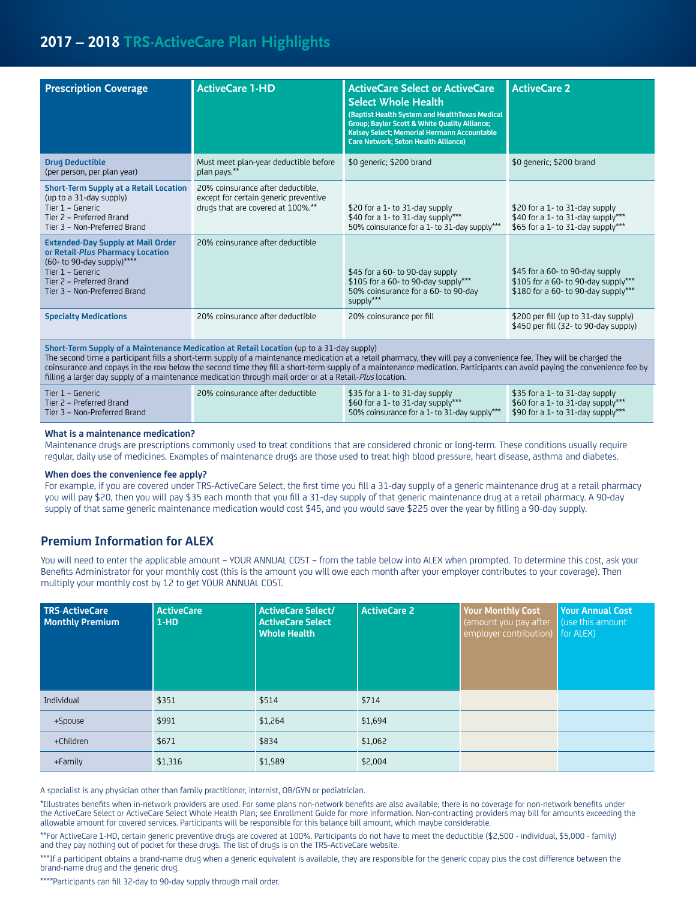# 2017 – 2018 TRS-ActiveCare Plan Highlights

| Prescription Coverage | ActiveCare 1-HD | ActiveCare Select or ActiveCare Select Whole Health (Baptist Health System and HealthTexas Medical Group; Baylor Scott & White Quality Alliance; Kelsey Select; Memorial Hermann Accountable Care Network; Seton Health Alliance) | ActiveCare 2 |
|---|---|---|---|
| **Drug Deductible** (per person, per plan year) | Must meet plan-year deductible before plan pays.** | $0 generic; $200 brand | $0 generic; $200 brand |
| **Short-Term Supply at a Retail Location** (up to a 31-day supply)<br>Tier 1 – Generic<br>Tier 2 – Preferred Brand<br>Tier 3 – Non-Preferred Brand | 20% coinsurance after deductible, except for certain generic preventive drugs that are covered at 100%.** | $20 for a 1- to 31-day supply<br>$40 for a 1- to 31-day supply***<br>50% coinsurance for a 1- to 31-day supply*** | $20 for a 1- to 31-day supply<br>$40 for a 1- to 31-day supply***<br>$65 for a 1- to 31-day supply*** |
| **Extended-Day Supply at Mail Order or Retail-*Plus* Pharmacy Location** (60- to 90-day supply)****<br>Tier 1 – Generic<br>Tier 2 – Preferred Brand<br>Tier 3 – Non-Preferred Brand | 20% coinsurance after deductible | $45 for a 60- to 90-day supply<br>$105 for a 60- to 90-day supply***<br>50% coinsurance for a 60- to 90-day supply*** | $45 for a 60- to 90-day supply<br>$105 for a 60- to 90-day supply***<br>$180 for a 60- to 90-day supply*** |
| **Specialty Medications** | 20% coinsurance after deductible | 20% coinsurance per fill | $200 per fill (up to 31-day supply)<br>$450 per fill (32- to 90-day supply) |
| **Short-Term Supply of a Maintenance Medication at Retail Location** (up to a 31-day supply)<br>The second time a participant fills a short-term supply of a maintenance medication at a retail pharmacy, they will pay a convenience fee. They will be charged the coinsurance and copays in the row below the second time they fill a short-term supply of a maintenance medication. Participants can avoid paying the convenience fee by filling a larger day supply of a maintenance medication through mail order or at a Retail-*Plus* location. | | | |
| Tier 1 – Generic<br>Tier 2 – Preferred Brand<br>Tier 3 – Non-Preferred Brand | 20% coinsurance after deductible | $35 for a 1- to 31-day supply<br>$60 for a 1- to 31-day supply***<br>50% coinsurance for a 1- to 31-day supply*** | $35 for a 1- to 31-day supply<br>$60 for a 1- to 31-day supply***<br>$90 for a 1- to 31-day supply*** |

**What is a maintenance medication?**

Maintenance drugs are prescriptions commonly used to treat conditions that are considered chronic or long-term. These conditions usually require regular, daily use of medicines. Examples of maintenance drugs are those used to treat high blood pressure, heart disease, asthma and diabetes.

**When does the convenience fee apply?**

For example, if you are covered under TRS-ActiveCare Select, the first time you fill a 31-day supply of a generic maintenance drug at a retail pharmacy you will pay $20, then you will pay $35 each month that you fill a 31-day supply of that generic maintenance drug at a retail pharmacy. A 90-day supply of that same generic maintenance medication would cost $45, and you would save $225 over the year by filling a 90-day supply.

## Premium Information for ALEX

You will need to enter the applicable amount – YOUR ANNUAL COST – from the table below into ALEX when prompted. To determine this cost, ask your Benefits Administrator for your monthly cost (this is the amount you will owe each month after your employer contributes to your coverage). Then multiply your monthly cost by 12 to get YOUR ANNUAL COST.

| TRS-ActiveCare Monthly Premium | ActiveCare 1-HD | ActiveCare Select/ ActiveCare Select Whole Health | ActiveCare 2 | Your Monthly Cost (amount you pay after employer contribution) | Your Annual Cost (use this amount for ALEX) |
|---|---|---|---|---|---|
| Individual | $351 | $514 | $714 | | |
| +Spouse | $991 | $1,264 | $1,694 | | |
| +Children | $671 | $834 | $1,062 | | |
| +Family | $1,316 | $1,589 | $2,004 | | |

A specialist is any physician other than family practitioner, internist, OB/GYN or pediatrician.

*Illustrates benefits when in-network providers are used. For some plans non-network benefits are also available; there is no coverage for non-network benefits under the ActiveCare Select or ActiveCare Select Whole Health Plan; see Enrollment Guide for more information. Non-contracting providers may bill for amounts exceeding the allowable amount for covered services. Participants will be responsible for this balance bill amount, which may be considerable.

**For ActiveCare 1-HD, certain generic preventive drugs are covered at 100%. Participants do not have to meet the deductible ($2,500 - individual, $5,000 - family) and they pay nothing out of pocket for these drugs. The list of drugs is on the TRS-ActiveCare website.

***If a participant obtains a brand-name drug when a generic equivalent is available, they are responsible for the generic copay plus the cost difference between the brand-name drug and the generic drug.

****Participants can fill 32-day to 90-day supply through mail order.